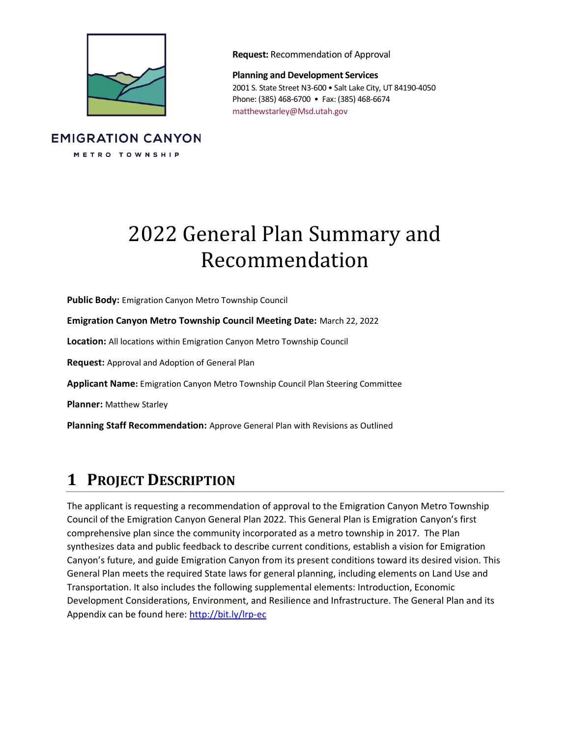EMIGRATION CANYON

METRO TOWNSHIP

**Request:** Recommendation of Approval

**Planning and Development Services**
2001 S. State Street N3-600 • Salt Lake City, UT 84190-4050
Phone: (385) 468-6700 • Fax: (385) 468-6674
matthewstarley@Msd.utah.gov

# 2022 General Plan Summary and Recommendation

**Public Body:** Emigration Canyon Metro Township Council

**Emigration Canyon Metro Township Council Meeting Date:** March 22, 2022

**Location:** All locations within Emigration Canyon Metro Township Council

**Request:** Approval and Adoption of General Plan

**Applicant Name:** Emigration Canyon Metro Township Council Plan Steering Committee

**Planner:** Matthew Starley

**Planning Staff Recommendation:** Approve General Plan with Revisions as Outlined

## 1 Project Description

The applicant is requesting a recommendation of approval to the Emigration Canyon Metro Township Council of the Emigration Canyon General Plan 2022. This General Plan is Emigration Canyon's first comprehensive plan since the community incorporated as a metro township in 2017. The Plan synthesizes data and public feedback to describe current conditions, establish a vision for Emigration Canyon's future, and guide Emigration Canyon from its present conditions toward its desired vision. This General Plan meets the required State laws for general planning, including elements on Land Use and Transportation. It also includes the following supplemental elements: Introduction, Economic Development Considerations, Environment, and Resilience and Infrastructure. The General Plan and its Appendix can be found here: http://bit.ly/lrp-ec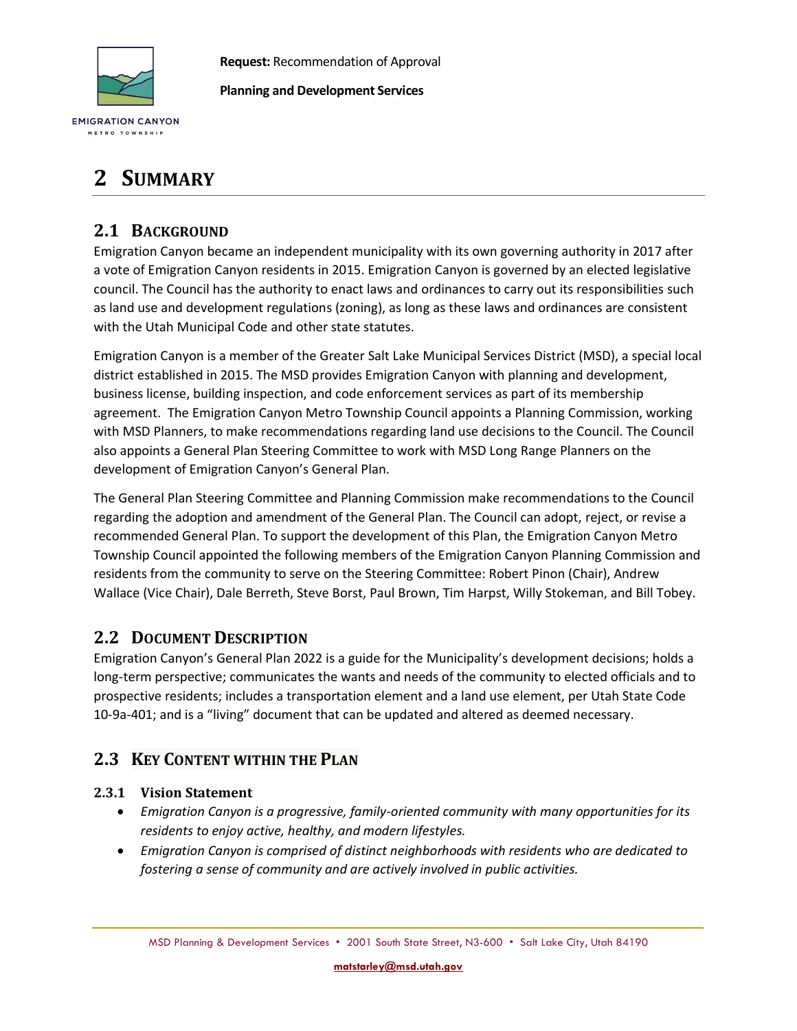**Request:** Recommendation of Approval

**Planning and Development Services**

# 2 SUMMARY

## 2.1 BACKGROUND

Emigration Canyon became an independent municipality with its own governing authority in 2017 after a vote of Emigration Canyon residents in 2015. Emigration Canyon is governed by an elected legislative council. The Council has the authority to enact laws and ordinances to carry out its responsibilities such as land use and development regulations (zoning), as long as these laws and ordinances are consistent with the Utah Municipal Code and other state statutes.

Emigration Canyon is a member of the Greater Salt Lake Municipal Services District (MSD), a special local district established in 2015. The MSD provides Emigration Canyon with planning and development, business license, building inspection, and code enforcement services as part of its membership agreement. The Emigration Canyon Metro Township Council appoints a Planning Commission, working with MSD Planners, to make recommendations regarding land use decisions to the Council. The Council also appoints a General Plan Steering Committee to work with MSD Long Range Planners on the development of Emigration Canyon's General Plan.

The General Plan Steering Committee and Planning Commission make recommendations to the Council regarding the adoption and amendment of the General Plan. The Council can adopt, reject, or revise a recommended General Plan. To support the development of this Plan, the Emigration Canyon Metro Township Council appointed the following members of the Emigration Canyon Planning Commission and residents from the community to serve on the Steering Committee: Robert Pinon (Chair), Andrew Wallace (Vice Chair), Dale Berreth, Steve Borst, Paul Brown, Tim Harpst, Willy Stokeman, and Bill Tobey.

## 2.2 DOCUMENT DESCRIPTION

Emigration Canyon's General Plan 2022 is a guide for the Municipality's development decisions; holds a long-term perspective; communicates the wants and needs of the community to elected officials and to prospective residents; includes a transportation element and a land use element, per Utah State Code 10-9a-401; and is a "living" document that can be updated and altered as deemed necessary.

## 2.3 KEY CONTENT WITHIN THE PLAN

### 2.3.1 Vision Statement

- *Emigration Canyon is a progressive, family-oriented community with many opportunities for its residents to enjoy active, healthy, and modern lifestyles.*
- *Emigration Canyon is comprised of distinct neighborhoods with residents who are dedicated to fostering a sense of community and are actively involved in public activities.*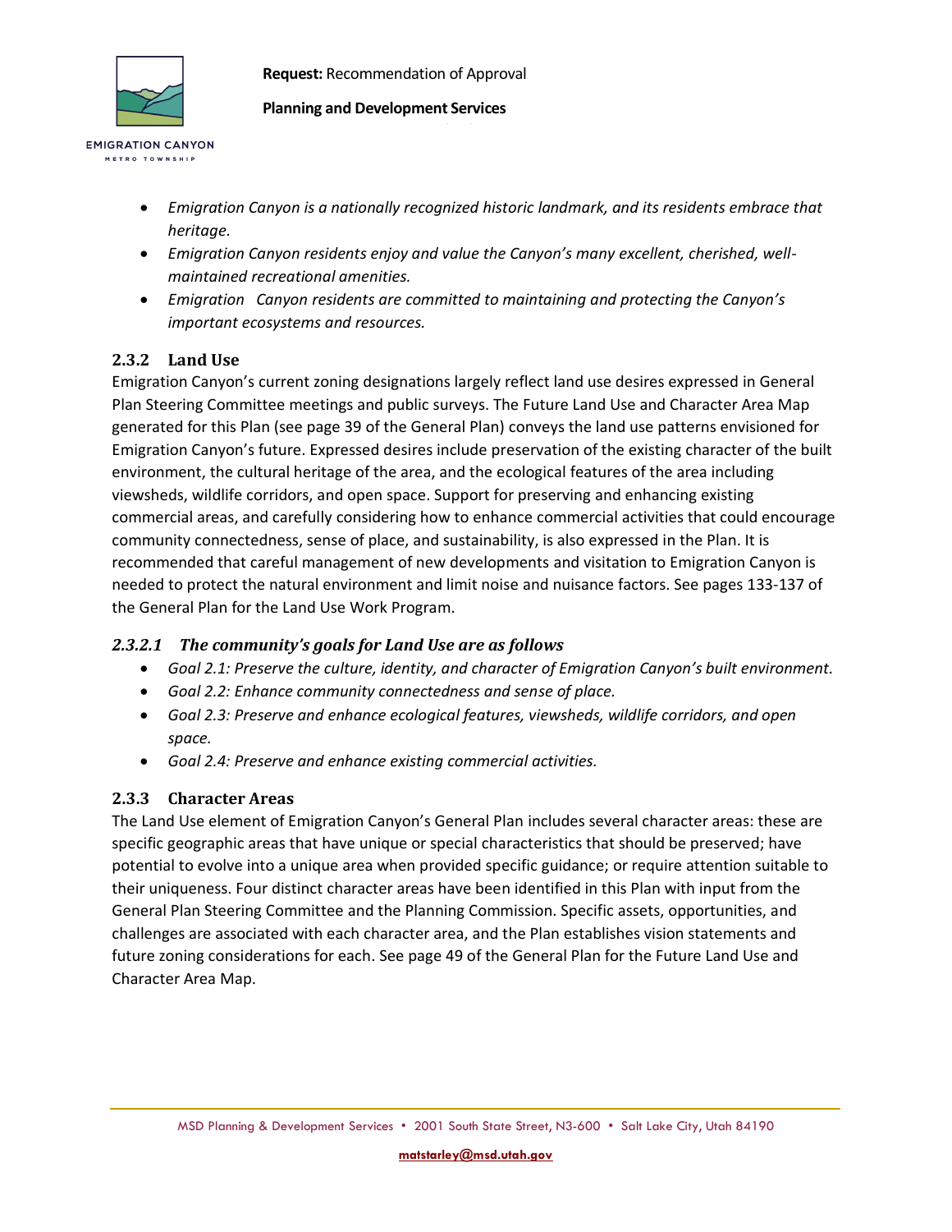- *Emigration Canyon is a nationally recognized historic landmark, and its residents embrace that heritage.*
- *Emigration Canyon residents enjoy and value the Canyon's many excellent, cherished, well-maintained recreational amenities.*
- *Emigration Canyon residents are committed to maintaining and protecting the Canyon's important ecosystems and resources.*

### 2.3.2 Land Use

Emigration Canyon's current zoning designations largely reflect land use desires expressed in General Plan Steering Committee meetings and public surveys. The Future Land Use and Character Area Map generated for this Plan (see page 39 of the General Plan) conveys the land use patterns envisioned for Emigration Canyon's future. Expressed desires include preservation of the existing character of the built environment, the cultural heritage of the area, and the ecological features of the area including viewsheds, wildlife corridors, and open space. Support for preserving and enhancing existing commercial areas, and carefully considering how to enhance commercial activities that could encourage community connectedness, sense of place, and sustainability, is also expressed in the Plan. It is recommended that careful management of new developments and visitation to Emigration Canyon is needed to protect the natural environment and limit noise and nuisance factors. See pages 133-137 of the General Plan for the Land Use Work Program.

#### *2.3.2.1 The community's goals for Land Use are as follows*

- *Goal 2.1: Preserve the culture, identity, and character of Emigration Canyon's built environment.*
- *Goal 2.2: Enhance community connectedness and sense of place.*
- *Goal 2.3: Preserve and enhance ecological features, viewsheds, wildlife corridors, and open space.*
- *Goal 2.4: Preserve and enhance existing commercial activities.*

### 2.3.3 Character Areas

The Land Use element of Emigration Canyon's General Plan includes several character areas: these are specific geographic areas that have unique or special characteristics that should be preserved; have potential to evolve into a unique area when provided specific guidance; or require attention suitable to their uniqueness. Four distinct character areas have been identified in this Plan with input from the General Plan Steering Committee and the Planning Commission. Specific assets, opportunities, and challenges are associated with each character area, and the Plan establishes vision statements and future zoning considerations for each. See page 49 of the General Plan for the Future Land Use and Character Area Map.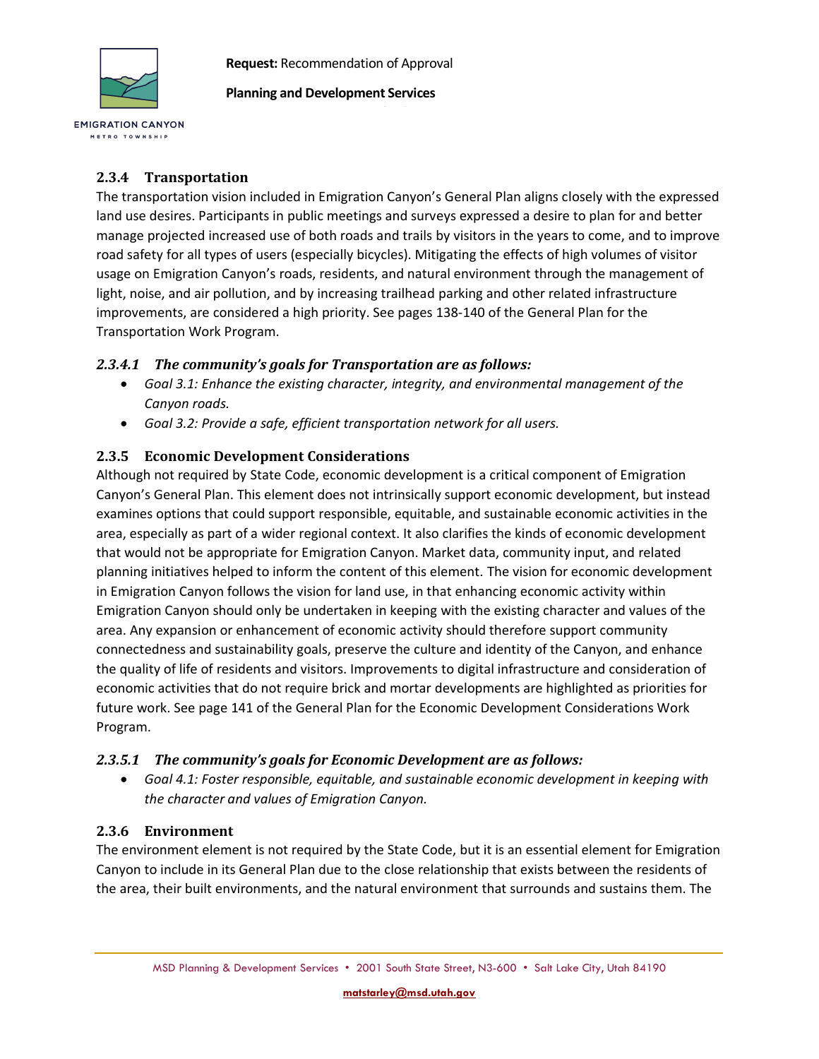### 2.3.4 Transportation

The transportation vision included in Emigration Canyon's General Plan aligns closely with the expressed land use desires. Participants in public meetings and surveys expressed a desire to plan for and better manage projected increased use of both roads and trails by visitors in the years to come, and to improve road safety for all types of users (especially bicycles). Mitigating the effects of high volumes of visitor usage on Emigration Canyon's roads, residents, and natural environment through the management of light, noise, and air pollution, and by increasing trailhead parking and other related infrastructure improvements, are considered a high priority. See pages 138-140 of the General Plan for the Transportation Work Program.

#### *2.3.4.1 The community's goals for Transportation are as follows:*

- *Goal 3.1: Enhance the existing character, integrity, and environmental management of the Canyon roads.*
- *Goal 3.2: Provide a safe, efficient transportation network for all users.*

### 2.3.5 Economic Development Considerations

Although not required by State Code, economic development is a critical component of Emigration Canyon's General Plan. This element does not intrinsically support economic development, but instead examines options that could support responsible, equitable, and sustainable economic activities in the area, especially as part of a wider regional context. It also clarifies the kinds of economic development that would not be appropriate for Emigration Canyon. Market data, community input, and related planning initiatives helped to inform the content of this element. The vision for economic development in Emigration Canyon follows the vision for land use, in that enhancing economic activity within Emigration Canyon should only be undertaken in keeping with the existing character and values of the area. Any expansion or enhancement of economic activity should therefore support community connectedness and sustainability goals, preserve the culture and identity of the Canyon, and enhance the quality of life of residents and visitors. Improvements to digital infrastructure and consideration of economic activities that do not require brick and mortar developments are highlighted as priorities for future work. See page 141 of the General Plan for the Economic Development Considerations Work Program.

#### *2.3.5.1 The community's goals for Economic Development are as follows:*

- *Goal 4.1: Foster responsible, equitable, and sustainable economic development in keeping with the character and values of Emigration Canyon.*

### 2.3.6 Environment

The environment element is not required by the State Code, but it is an essential element for Emigration Canyon to include in its General Plan due to the close relationship that exists between the residents of the area, their built environments, and the natural environment that surrounds and sustains them. The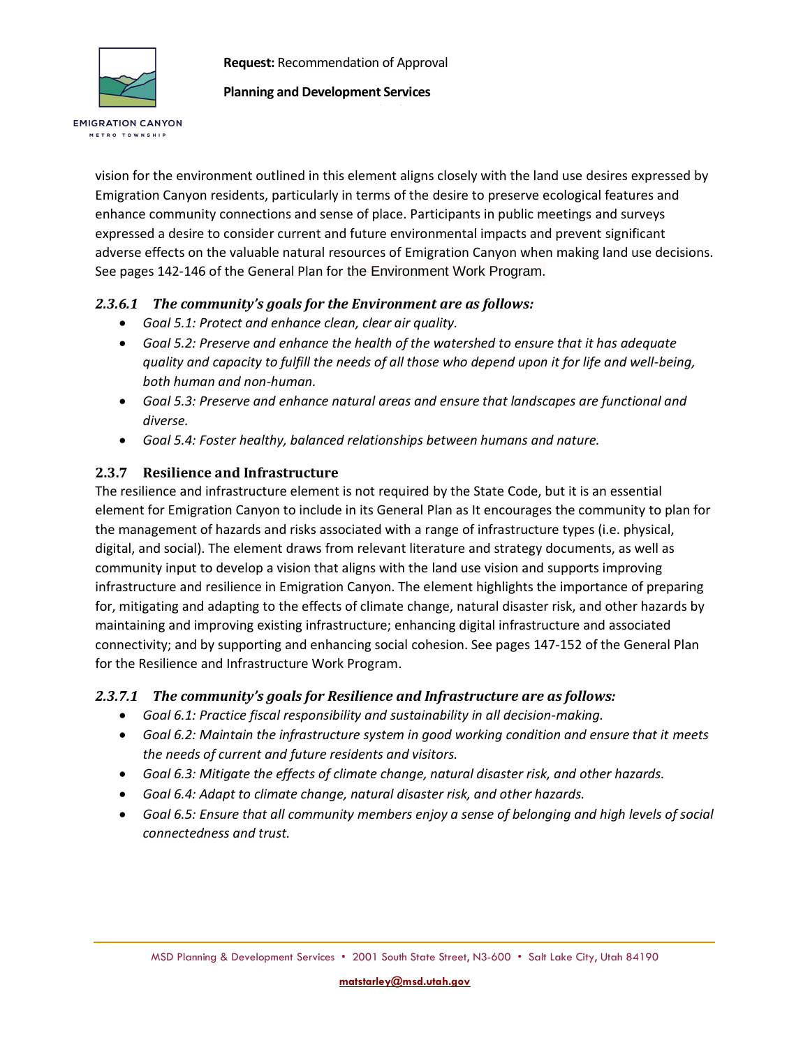vision for the environment outlined in this element aligns closely with the land use desires expressed by Emigration Canyon residents, particularly in terms of the desire to preserve ecological features and enhance community connections and sense of place. Participants in public meetings and surveys expressed a desire to consider current and future environmental impacts and prevent significant adverse effects on the valuable natural resources of Emigration Canyon when making land use decisions. See pages 142-146 of the General Plan for the Environment Work Program.

#### *2.3.6.1 The community's goals for the Environment are as follows:*

- *Goal 5.1: Protect and enhance clean, clear air quality.*
- *Goal 5.2: Preserve and enhance the health of the watershed to ensure that it has adequate quality and capacity to fulfill the needs of all those who depend upon it for life and well-being, both human and non-human.*
- *Goal 5.3: Preserve and enhance natural areas and ensure that landscapes are functional and diverse.*
- *Goal 5.4: Foster healthy, balanced relationships between humans and nature.*

### 2.3.7 Resilience and Infrastructure

The resilience and infrastructure element is not required by the State Code, but it is an essential element for Emigration Canyon to include in its General Plan as It encourages the community to plan for the management of hazards and risks associated with a range of infrastructure types (i.e. physical, digital, and social). The element draws from relevant literature and strategy documents, as well as community input to develop a vision that aligns with the land use vision and supports improving infrastructure and resilience in Emigration Canyon. The element highlights the importance of preparing for, mitigating and adapting to the effects of climate change, natural disaster risk, and other hazards by maintaining and improving existing infrastructure; enhancing digital infrastructure and associated connectivity; and by supporting and enhancing social cohesion. See pages 147-152 of the General Plan for the Resilience and Infrastructure Work Program.

#### *2.3.7.1 The community's goals for Resilience and Infrastructure are as follows:*

- *Goal 6.1: Practice fiscal responsibility and sustainability in all decision-making.*
- *Goal 6.2: Maintain the infrastructure system in good working condition and ensure that it meets the needs of current and future residents and visitors.*
- *Goal 6.3: Mitigate the effects of climate change, natural disaster risk, and other hazards.*
- *Goal 6.4: Adapt to climate change, natural disaster risk, and other hazards.*
- *Goal 6.5: Ensure that all community members enjoy a sense of belonging and high levels of social connectedness and trust.*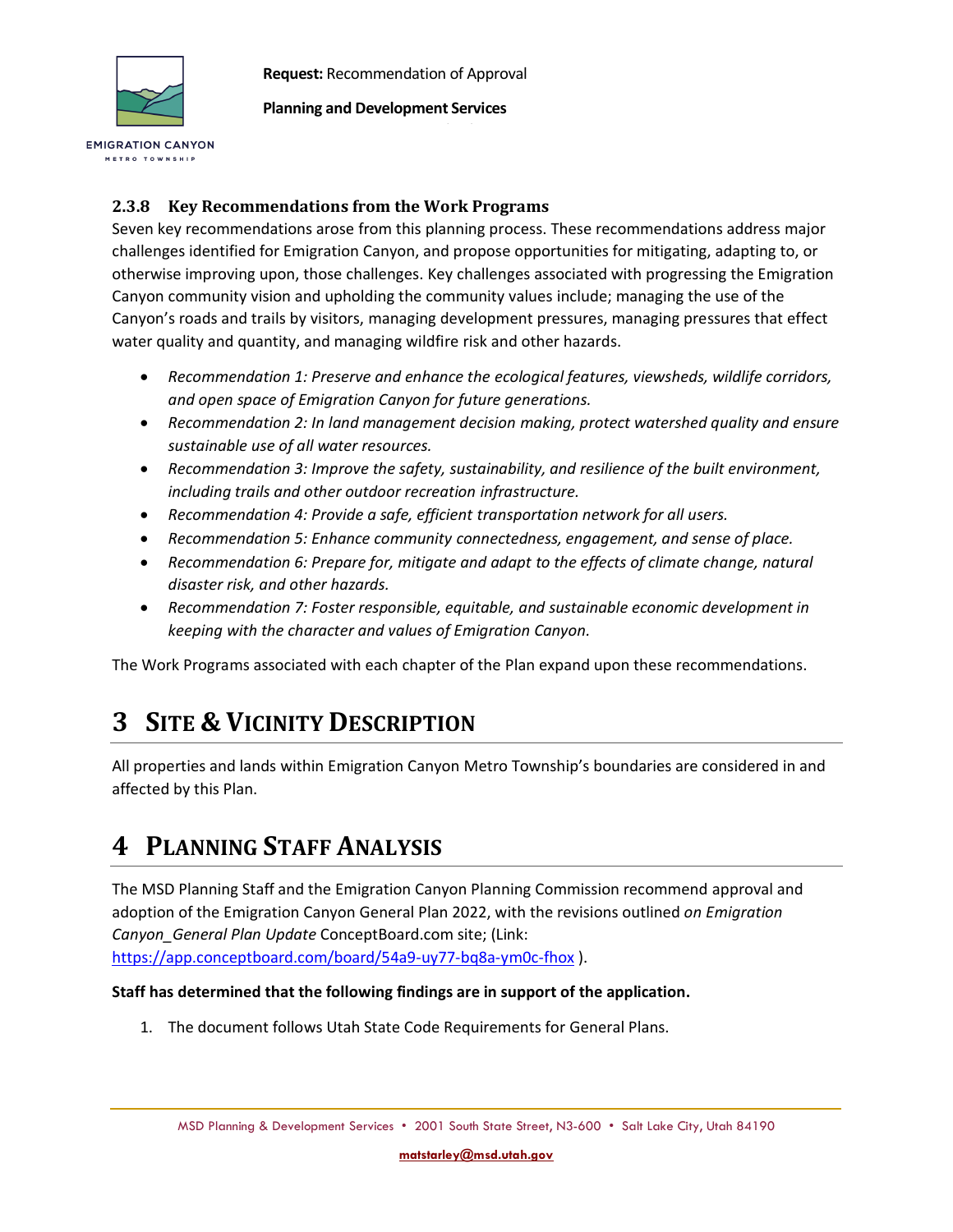### 2.3.8 Key Recommendations from the Work Programs

Seven key recommendations arose from this planning process. These recommendations address major challenges identified for Emigration Canyon, and propose opportunities for mitigating, adapting to, or otherwise improving upon, those challenges. Key challenges associated with progressing the Emigration Canyon community vision and upholding the community values include; managing the use of the Canyon's roads and trails by visitors, managing development pressures, managing pressures that effect water quality and quantity, and managing wildfire risk and other hazards.

- *Recommendation 1: Preserve and enhance the ecological features, viewsheds, wildlife corridors, and open space of Emigration Canyon for future generations.*
- *Recommendation 2: In land management decision making, protect watershed quality and ensure sustainable use of all water resources.*
- *Recommendation 3: Improve the safety, sustainability, and resilience of the built environment, including trails and other outdoor recreation infrastructure.*
- *Recommendation 4: Provide a safe, efficient transportation network for all users.*
- *Recommendation 5: Enhance community connectedness, engagement, and sense of place.*
- *Recommendation 6: Prepare for, mitigate and adapt to the effects of climate change, natural disaster risk, and other hazards.*
- *Recommendation 7: Foster responsible, equitable, and sustainable economic development in keeping with the character and values of Emigration Canyon.*

The Work Programs associated with each chapter of the Plan expand upon these recommendations.

# 3 Site & Vicinity Description

All properties and lands within Emigration Canyon Metro Township's boundaries are considered in and affected by this Plan.

# 4 Planning Staff Analysis

The MSD Planning Staff and the Emigration Canyon Planning Commission recommend approval and adoption of the Emigration Canyon General Plan 2022, with the revisions outlined *on Emigration Canyon_General Plan Update* ConceptBoard.com site; (Link: https://app.conceptboard.com/board/54a9-uy77-bq8a-ym0c-fhox ).

**Staff has determined that the following findings are in support of the application.**

1. The document follows Utah State Code Requirements for General Plans.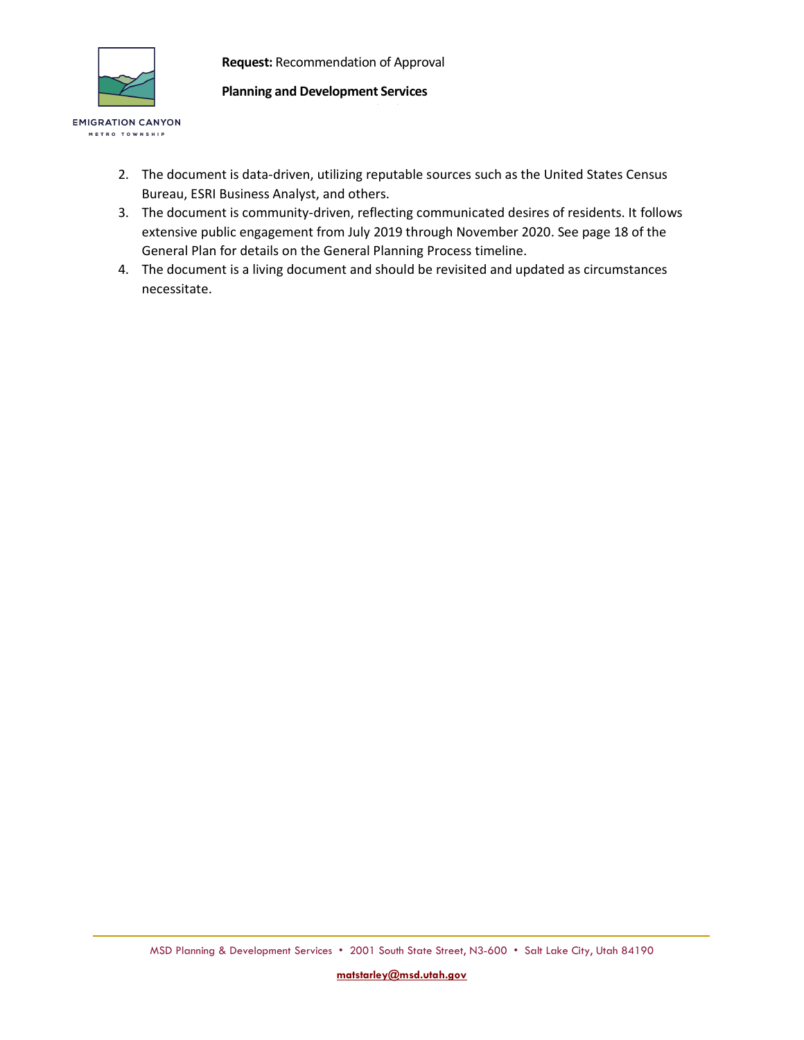2. The document is data-driven, utilizing reputable sources such as the United States Census Bureau, ESRI Business Analyst, and others.
3. The document is community-driven, reflecting communicated desires of residents. It follows extensive public engagement from July 2019 through November 2020. See page 18 of the General Plan for details on the General Planning Process timeline.
4. The document is a living document and should be revisited and updated as circumstances necessitate.